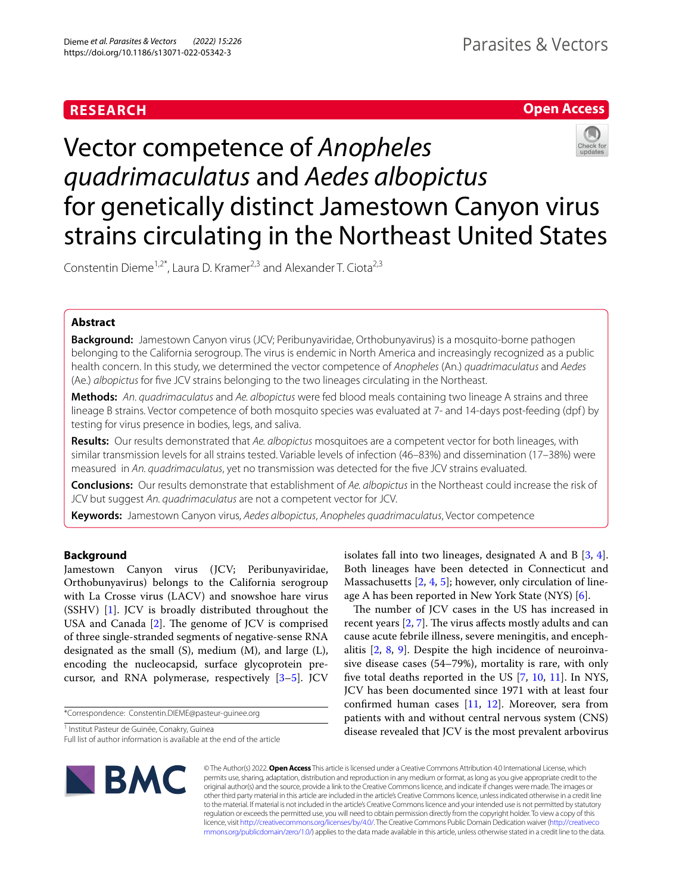RESEARCH

Open Access

# Vector competence of *Anopheles quadrimaculatus* and *Aedes albopictus* for genetically distinct Jamestown Canyon virus strains circulating in the Northeast United States

Constentin Dieme[1,2*], Laura D. Kramer[2,3] and Alexander T. Ciota[2,3]

## Abstract

**Background:** Jamestown Canyon virus (JCV; Peribunyaviridae, Orthobunyavirus) is a mosquito-borne pathogen belonging to the California serogroup. The virus is endemic in North America and increasingly recognized as a public health concern. In this study, we determined the vector competence of *Anopheles* (An.) *quadrimaculatus* and *Aedes* (Ae.) *albopictus* for five JCV strains belonging to the two lineages circulating in the Northeast.

**Methods:** *An. quadrimaculatus* and *Ae. albopictus* were fed blood meals containing two lineage A strains and three lineage B strains. Vector competence of both mosquito species was evaluated at 7- and 14-days post-feeding (dpf) by testing for virus presence in bodies, legs, and saliva.

**Results:** Our results demonstrated that *Ae. albopictus* mosquitoes are a competent vector for both lineages, with similar transmission levels for all strains tested. Variable levels of infection (46–83%) and dissemination (17–38%) were measured in *An. quadrimaculatus*, yet no transmission was detected for the five JCV strains evaluated.

**Conclusions:** Our results demonstrate that establishment of *Ae. albopictus* in the Northeast could increase the risk of JCV but suggest *An. quadrimaculatus* are not a competent vector for JCV.

**Keywords:** Jamestown Canyon virus, *Aedes albopictus*, *Anopheles quadrimaculatus*, Vector competence

## Background

Jamestown Canyon virus (JCV; Peribunyaviridae, Orthobunyavirus) belongs to the California serogroup with La Crosse virus (LACV) and snowshoe hare virus (SSHV) [1]. JCV is broadly distributed throughout the USA and Canada [2]. The genome of JCV is comprised of three single-stranded segments of negative-sense RNA designated as the small (S), medium (M), and large (L), encoding the nucleocapsid, surface glycoprotein precursor, and RNA polymerase, respectively [3–5]. JCV isolates fall into two lineages, designated A and B [3, 4]. Both lineages have been detected in Connecticut and Massachusetts [2, 4, 5]; however, only circulation of lineage A has been reported in New York State (NYS) [6].

The number of JCV cases in the US has increased in recent years [2, 7]. The virus affects mostly adults and can cause acute febrile illness, severe meningitis, and encephalitis [2, 8, 9]. Despite the high incidence of neuroinvasive disease cases (54–79%), mortality is rare, with only five total deaths reported in the US [7, 10, 11]. In NYS, JCV has been documented since 1971 with at least four confirmed human cases [11, 12]. Moreover, sera from patients with and without central nervous system (CNS) disease revealed that JCV is the most prevalent arbovirus

*Correspondence: Constentin.DIEME@pasteur-guinee.org

[1] Institut Pasteur de Guinée, Conakry, Guinea

Full list of author information is available at the end of the article

© The Author(s) 2022. **Open Access** This article is licensed under a Creative Commons Attribution 4.0 International License, which permits use, sharing, adaptation, distribution and reproduction in any medium or format, as long as you give appropriate credit to the original author(s) and the source, provide a link to the Creative Commons licence, and indicate if changes were made. The images or other third party material in this article are included in the article's Creative Commons licence, unless indicated otherwise in a credit line to the material. If material is not included in the article's Creative Commons licence and your intended use is not permitted by statutory regulation or exceeds the permitted use, you will need to obtain permission directly from the copyright holder. To view a copy of this licence, visit http://creativecommons.org/licenses/by/4.0/. The Creative Commons Public Domain Dedication waiver (http://creativecommons.org/publicdomain/zero/1.0/) applies to the data made available in this article, unless otherwise stated in a credit line to the data.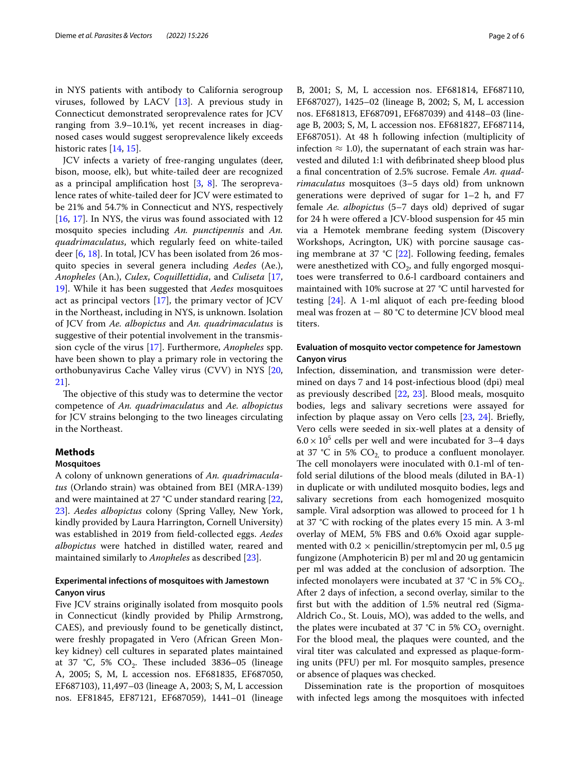in NYS patients with antibody to California serogroup viruses, followed by LACV [13]. A previous study in Connecticut demonstrated seroprevalence rates for JCV ranging from 3.9–10.1%, yet recent increases in diagnosed cases would suggest seroprevalence likely exceeds historic rates [14, 15].

JCV infects a variety of free-ranging ungulates (deer, bison, moose, elk), but white-tailed deer are recognized as a principal amplification host [3, 8]. The seroprevalence rates of white-tailed deer for JCV were estimated to be 21% and 54.7% in Connecticut and NYS, respectively [16, 17]. In NYS, the virus was found associated with 12 mosquito species including *An. punctipennis* and *An. quadrimaculatus*, which regularly feed on white-tailed deer [6, 18]. In total, JCV has been isolated from 26 mosquito species in several genera including *Aedes* (Ae.), *Anopheles* (An.), *Culex*, *Coquillettidia*, and *Culiseta* [17, 19]. While it has been suggested that *Aedes* mosquitoes act as principal vectors [17], the primary vector of JCV in the Northeast, including in NYS, is unknown. Isolation of JCV from *Ae. albopictus* and *An. quadrimaculatus* is suggestive of their potential involvement in the transmission cycle of the virus [17]. Furthermore, *Anopheles* spp. have been shown to play a primary role in vectoring the orthobunyavirus Cache Valley virus (CVV) in NYS [20, 21].

The objective of this study was to determine the vector competence of *An. quadrimaculatus* and *Ae. albopictus* for JCV strains belonging to the two lineages circulating in the Northeast.

## Methods

### Mosquitoes

A colony of unknown generations of *An. quadrimaculatus* (Orlando strain) was obtained from BEI (MRA-139) and were maintained at 27 °C under standard rearing [22, 23]. *Aedes albopictus* colony (Spring Valley, New York, kindly provided by Laura Harrington, Cornell University) was established in 2019 from field-collected eggs. *Aedes albopictus* were hatched in distilled water, reared and maintained similarly to *Anopheles* as described [23].

### Experimental infections of mosquitoes with Jamestown Canyon virus

Five JCV strains originally isolated from mosquito pools in Connecticut (kindly provided by Philip Armstrong, CAES), and previously found to be genetically distinct, were freshly propagated in Vero (African Green Monkey kidney) cell cultures in separated plates maintained at 37 °C, 5% $CO_2$. These included 3836–05 (lineage A, 2005; S, M, L accession nos. EF681835, EF687050, EF687103), 11,497–03 (lineage A, 2003; S, M, L accession nos. EF81845, EF87121, EF687059), 1441–01 (lineage B, 2001; S, M, L accession nos. EF681814, EF687110, EF687027), 1425–02 (lineage B, 2002; S, M, L accession nos. EF681813, EF687091, EF687039) and 4148–03 (lineage B, 2003; S, M, L accession nos. EF681827, EF687114, EF687051). At 48 h following infection (multiplicity of infection $\approx$ 1.0), the supernatant of each strain was harvested and diluted 1:1 with defibrinated sheep blood plus a final concentration of 2.5% sucrose. Female *An. quadrimaculatus* mosquitoes (3–5 days old) from unknown generations were deprived of sugar for 1–2 h, and F7 female *Ae. albopictus* (5–7 days old) deprived of sugar for 24 h were offered a JCV-blood suspension for 45 min via a Hemotek membrane feeding system (Discovery Workshops, Acrington, UK) with porcine sausage casing membrane at 37 °C [22]. Following feeding, females were anesthetized with $CO_2$, and fully engorged mosquitoes were transferred to 0.6-l cardboard containers and maintained with 10% sucrose at 27 °C until harvested for testing [24]. A 1-ml aliquot of each pre-feeding blood meal was frozen at − 80 °C to determine JCV blood meal titers.

### Evaluation of mosquito vector competence for Jamestown Canyon virus

Infection, dissemination, and transmission were determined on days 7 and 14 post-infectious blood (dpi) meal as previously described [22, 23]. Blood meals, mosquito bodies, legs and salivary secretions were assayed for infection by plaque assay on Vero cells [23, 24]. Briefly, Vero cells were seeded in six-well plates at a density of $6.0 \times 10^5$ cells per well and were incubated for 3–4 days at 37 °C in 5% $CO_2$ to produce a confluent monolayer. The cell monolayers were inoculated with 0.1-ml of tenfold serial dilutions of the blood meals (diluted in BA-1) in duplicate or with undiluted mosquito bodies, legs and salivary secretions from each homogenized mosquito sample. Viral adsorption was allowed to proceed for 1 h at 37 °C with rocking of the plates every 15 min. A 3-ml overlay of MEM, 5% FBS and 0.6% Oxoid agar supplemented with 0.2 $\times$ penicillin/streptomycin per ml, 0.5 µg fungizone (Amphotericin B) per ml and 20 ug gentamicin per ml was added at the conclusion of adsorption. The infected monolayers were incubated at 37 °C in 5% $CO_2$. After 2 days of infection, a second overlay, similar to the first but with the addition of 1.5% neutral red (Sigma-Aldrich Co., St. Louis, MO), was added to the wells, and the plates were incubated at 37 °C in 5% $CO_2$ overnight. For the blood meal, the plaques were counted, and the viral titer was calculated and expressed as plaque-forming units (PFU) per ml. For mosquito samples, presence or absence of plaques was checked.

Dissemination rate is the proportion of mosquitoes with infected legs among the mosquitoes with infected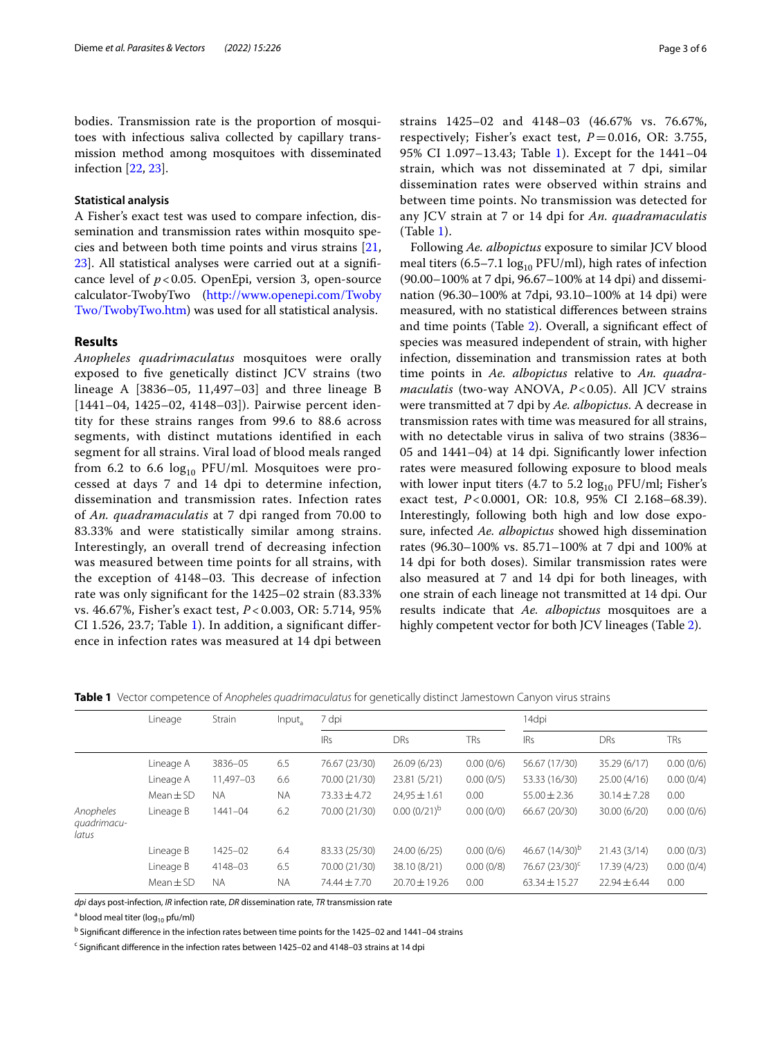bodies. Transmission rate is the proportion of mosquitoes with infectious saliva collected by capillary transmission method among mosquitoes with disseminated infection [22, 23].

### Statistical analysis

A Fisher's exact test was used to compare infection, dissemination and transmission rates within mosquito species and between both time points and virus strains [21, 23]. All statistical analyses were carried out at a significance level of $p < 0.05$. OpenEpi, version 3, open-source calculator-TwobyTwo (http://www.openepi.com/TwobyTwo/TwobyTwo.htm) was used for all statistical analysis.

## Results

*Anopheles quadrimaculatus* mosquitoes were orally exposed to five genetically distinct JCV strains (two lineage A [3836–05, 11,497–03] and three lineage B [1441–04, 1425–02, 4148–03]). Pairwise percent identity for these strains ranges from 99.6 to 88.6 across segments, with distinct mutations identified in each segment for all strains. Viral load of blood meals ranged from 6.2 to 6.6 $\log_{10}$ PFU/ml. Mosquitoes were processed at days 7 and 14 dpi to determine infection, dissemination and transmission rates. Infection rates of *An. quadramaculatis* at 7 dpi ranged from 70.00 to 83.33% and were statistically similar among strains. Interestingly, an overall trend of decreasing infection was measured between time points for all strains, with the exception of 4148–03. This decrease of infection rate was only significant for the 1425–02 strain (83.33% vs. 46.67%, Fisher's exact test, $P < 0.003$, OR: 5.714, 95% CI 1.526, 23.7; Table 1). In addition, a significant difference in infection rates was measured at 14 dpi between strains 1425–02 and 4148–03 (46.67% vs. 76.67%, respectively; Fisher's exact test, $P = 0.016$, OR: 3.755, 95% CI 1.097–13.43; Table 1). Except for the 1441–04 strain, which was not disseminated at 7 dpi, similar dissemination rates were observed within strains and between time points. No transmission was detected for any JCV strain at 7 or 14 dpi for *An. quadramaculatis* (Table 1).

Following *Ae. albopictus* exposure to similar JCV blood meal titers (6.5–7.1 $\log_{10}$ PFU/ml), high rates of infection (90.00–100% at 7 dpi, 96.67–100% at 14 dpi) and dissemination (96.30–100% at 7dpi, 93.10–100% at 14 dpi) were measured, with no statistical differences between strains and time points (Table 2). Overall, a significant effect of species was measured independent of strain, with higher infection, dissemination and transmission rates at both time points in *Ae. albopictus* relative to *An. quadramaculatis* (two-way ANOVA, $P < 0.05$). All JCV strains were transmitted at 7 dpi by *Ae. albopictus.* A decrease in transmission rates with time was measured for all strains, with no detectable virus in saliva of two strains (3836–05 and 1441–04) at 14 dpi. Significantly lower infection rates were measured following exposure to blood meals with lower input titers (4.7 to 5.2 $\log_{10}$ PFU/ml; Fisher's exact test, $P < 0.0001$, OR: 10.8, 95% CI 2.168–68.39). Interestingly, following both high and low dose exposure, infected *Ae. albopictus* showed high dissemination rates (96.30–100% vs. 85.71–100% at 7 dpi and 100% at 14 dpi for both doses). Similar transmission rates were also measured at 7 and 14 dpi for both lineages, with one strain of each lineage not transmitted at 14 dpi. Our results indicate that *Ae. albopictus* mosquitoes are a highly competent vector for both JCV lineages (Table 2).

**Table 1** Vector competence of *Anopheles quadrimaculatus* for genetically distinct Jamestown Canyon virus strains

| | Lineage | Strain | Input[a] | 7 dpi | | | 14dpi | | |
|---|---|---|---|---|---|---|---|---|---|
| | | | | IRs | DRs | TRs | IRs | DRs | TRs |
| *Anopheles quadrimaculatus* | Lineage A | 3836–05 | 6.5 | 76.67 (23/30) | 26.09 (6/23) | 0.00 (0/6) | 56.67 (17/30) | 35.29 (6/17) | 0.00 (0/6) |
| | Lineage A | 11,497–03 | 6.6 | 70.00 (21/30) | 23.81 (5/21) | 0.00 (0/5) | 53.33 (16/30) | 25.00 (4/16) | 0.00 (0/4) |
| | Mean ± SD | NA | NA | 73.33 ± 4.72 | 24,95 ± 1.61 | 0.00 | 55.00 ± 2.36 | 30.14 ± 7.28 | 0.00 |
| | Lineage B | 1441–04 | 6.2 | 70.00 (21/30) | 0.00 (0/21)[b] | 0.00 (0/0) | 66.67 (20/30) | 30.00 (6/20) | 0.00 (0/6) |
| | Lineage B | 1425–02 | 6.4 | 83.33 (25/30) | 24.00 (6/25) | 0.00 (0/6) | 46.67 (14/30)[b] | 21.43 (3/14) | 0.00 (0/3) |
| | Lineage B | 4148–03 | 6.5 | 70.00 (21/30) | 38.10 (8/21) | 0.00 (0/8) | 76.67 (23/30)[c] | 17.39 (4/23) | 0.00 (0/4) |
| | Mean ± SD | NA | NA | 74.44 ± 7.70 | 20.70 ± 19.26 | 0.00 | 63.34 ± 15.27 | 22.94 ± 6.44 | 0.00 |

*dpi* days post-infection, *IR* infection rate, *DR* dissemination rate, *TR* transmission rate

[a] blood meal titer ($\log_{10}$ pfu/ml)

[b] Significant difference in the infection rates between time points for the 1425–02 and 1441–04 strains

[c] Significant difference in the infection rates between 1425–02 and 4148–03 strains at 14 dpi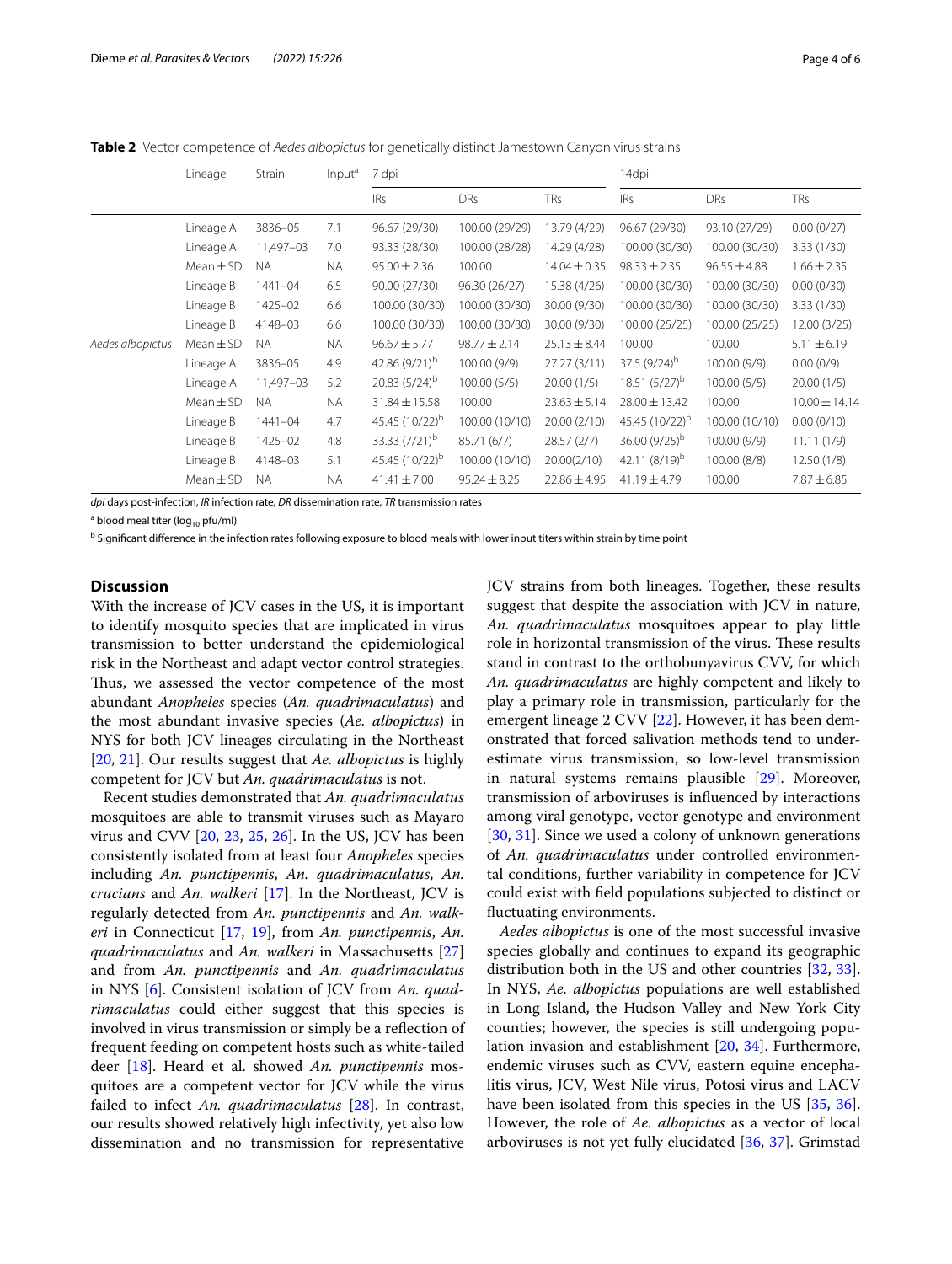**Table 2** Vector competence of *Aedes albopictus* for genetically distinct Jamestown Canyon virus strains

| | Lineage | Strain | Input[a] | 7 dpi | | | 14dpi | | |
|---|---|---|---|---|---|---|---|---|---|
| | | | | IRs | DRs | TRs | IRs | DRs | TRs |
| | Lineage A | 3836–05 | 7.1 | 96.67 (29/30) | 100.00 (29/29) | 13.79 (4/29) | 96.67 (29/30) | 93.10 (27/29) | 0.00 (0/27) |
| | Lineage A | 11,497–03 | 7.0 | 93.33 (28/30) | 100.00 (28/28) | 14.29 (4/28) | 100.00 (30/30) | 100.00 (30/30) | 3.33 (1/30) |
| | Mean ± SD | NA | NA | 95.00 ± 2.36 | 100.00 | 14.04 ± 0.35 | 98.33 ± 2.35 | 96.55 ± 4.88 | 1.66 ± 2.35 |
| | Lineage B | 1441–04 | 6.5 | 90.00 (27/30) | 96.30 (26/27) | 15.38 (4/26) | 100.00 (30/30) | 100.00 (30/30) | 0.00 (0/30) |
| | Lineage B | 1425–02 | 6.6 | 100.00 (30/30) | 100.00 (30/30) | 30.00 (9/30) | 100.00 (30/30) | 100.00 (30/30) | 3.33 (1/30) |
| | Lineage B | 4148–03 | 6.6 | 100.00 (30/30) | 100.00 (30/30) | 30.00 (9/30) | 100.00 (25/25) | 100.00 (25/25) | 12.00 (3/25) |
| *Aedes albopictus* | Mean ± SD | NA | NA | 96.67 ± 5.77 | 98.77 ± 2.14 | 25.13 ± 8.44 | 100.00 | 100.00 | 5.11 ± 6.19 |
| | Lineage A | 3836–05 | 4.9 | 42.86 (9/21)[b] | 100.00 (9/9) | 27.27 (3/11) | 37.5 (9/24)[b] | 100.00 (9/9) | 0.00 (0/9) |
| | Lineage A | 11,497–03 | 5.2 | 20.83 (5/24)[b] | 100.00 (5/5) | 20.00 (1/5) | 18.51 (5/27)[b] | 100.00 (5/5) | 20.00 (1/5) |
| | Mean ± SD | NA | NA | 31.84 ± 15.58 | 100.00 | 23.63 ± 5.14 | 28.00 ± 13.42 | 100.00 | 10.00 ± 14.14 |
| | Lineage B | 1441–04 | 4.7 | 45.45 (10/22)[b] | 100.00 (10/10) | 20.00 (2/10) | 45.45 (10/22)[b] | 100.00 (10/10) | 0.00 (0/10) |
| | Lineage B | 1425–02 | 4.8 | 33.33 (7/21)[b] | 85.71 (6/7) | 28.57 (2/7) | 36.00 (9/25)[b] | 100.00 (9/9) | 11.11 (1/9) |
| | Lineage B | 4148–03 | 5.1 | 45.45 (10/22)[b] | 100.00 (10/10) | 20.00(2/10) | 42.11 (8/19)[b] | 100.00 (8/8) | 12.50 (1/8) |
| | Mean ± SD | NA | NA | 41.41 ± 7.00 | 95.24 ± 8.25 | 22.86 ± 4.95 | 41.19 ± 4.79 | 100.00 | 7.87 ± 6.85 |

*dpi* days post-infection, *IR* infection rate, *DR* dissemination rate, *TR* transmission rates

[a] blood meal titer ($log_{10}$ pfu/ml)

[b] Significant difference in the infection rates following exposure to blood meals with lower input titers within strain by time point

## Discussion

With the increase of JCV cases in the US, it is important to identify mosquito species that are implicated in virus transmission to better understand the epidemiological risk in the Northeast and adapt vector control strategies. Thus, we assessed the vector competence of the most abundant *Anopheles* species (*An. quadrimaculatus*) and the most abundant invasive species (*Ae. albopictus*) in NYS for both JCV lineages circulating in the Northeast [20, 21]. Our results suggest that *Ae. albopictus* is highly competent for JCV but *An. quadrimaculatus* is not.

Recent studies demonstrated that *An. quadrimaculatus* mosquitoes are able to transmit viruses such as Mayaro virus and CVV [20, 23, 25, 26]. In the US, JCV has been consistently isolated from at least four *Anopheles* species including *An. punctipennis*, *An. quadrimaculatus*, *An. crucians* and *An. walkeri* [17]. In the Northeast, JCV is regularly detected from *An. punctipennis* and *An. walkeri* in Connecticut [17, 19], from *An. punctipennis*, *An. quadrimaculatus* and *An. walkeri* in Massachusetts [27] and from *An. punctipennis* and *An. quadrimaculatus* in NYS [6]. Consistent isolation of JCV from *An. quadrimaculatus* could either suggest that this species is involved in virus transmission or simply be a reflection of frequent feeding on competent hosts such as white-tailed deer [18]. Heard et al. showed *An. punctipennis* mosquitoes are a competent vector for JCV while the virus failed to infect *An. quadrimaculatus* [28]. In contrast, our results showed relatively high infectivity, yet also low dissemination and no transmission for representative JCV strains from both lineages. Together, these results suggest that despite the association with JCV in nature, *An. quadrimaculatus* mosquitoes appear to play little role in horizontal transmission of the virus. These results stand in contrast to the orthobunyavirus CVV, for which *An. quadrimaculatus* are highly competent and likely to play a primary role in transmission, particularly for the emergent lineage 2 CVV [22]. However, it has been demonstrated that forced salivation methods tend to underestimate virus transmission, so low-level transmission in natural systems remains plausible [29]. Moreover, transmission of arboviruses is influenced by interactions among viral genotype, vector genotype and environment [30, 31]. Since we used a colony of unknown generations of *An. quadrimaculatus* under controlled environmental conditions, further variability in competence for JCV could exist with field populations subjected to distinct or fluctuating environments.

*Aedes albopictus* is one of the most successful invasive species globally and continues to expand its geographic distribution both in the US and other countries [32, 33]. In NYS, *Ae. albopictus* populations are well established in Long Island, the Hudson Valley and New York City counties; however, the species is still undergoing population invasion and establishment [20, 34]. Furthermore, endemic viruses such as CVV, eastern equine encephalitis virus, JCV, West Nile virus, Potosi virus and LACV have been isolated from this species in the US [35, 36]. However, the role of *Ae. albopictus* as a vector of local arboviruses is not yet fully elucidated [36, 37]. Grimstad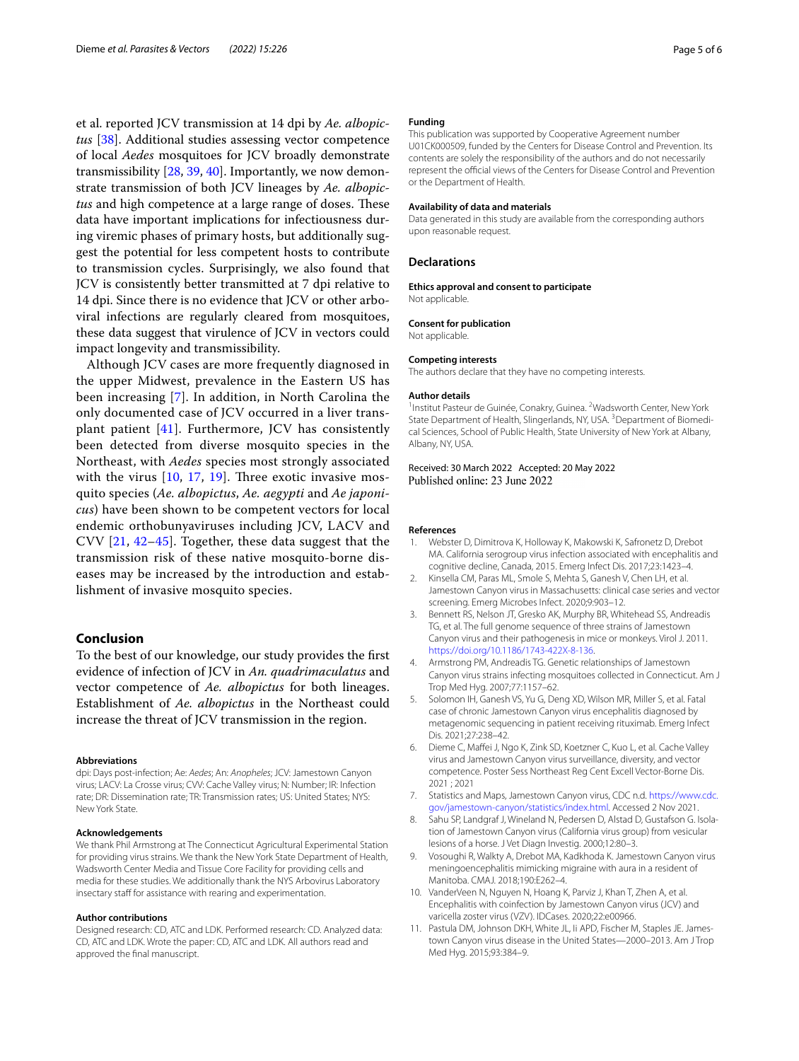et al. reported JCV transmission at 14 dpi by *Ae. albopictus* [38]. Additional studies assessing vector competence of local *Aedes* mosquitoes for JCV broadly demonstrate transmissibility [28, 39, 40]. Importantly, we now demonstrate transmission of both JCV lineages by *Ae. albopictus* and high competence at a large range of doses. These data have important implications for infectiousness during viremic phases of primary hosts, but additionally suggest the potential for less competent hosts to contribute to transmission cycles. Surprisingly, we also found that JCV is consistently better transmitted at 7 dpi relative to 14 dpi. Since there is no evidence that JCV or other arboviral infections are regularly cleared from mosquitoes, these data suggest that virulence of JCV in vectors could impact longevity and transmissibility.

Although JCV cases are more frequently diagnosed in the upper Midwest, prevalence in the Eastern US has been increasing [7]. In addition, in North Carolina the only documented case of JCV occurred in a liver transplant patient [41]. Furthermore, JCV has consistently been detected from diverse mosquito species in the Northeast, with *Aedes* species most strongly associated with the virus [10, 17, 19]. Three exotic invasive mosquito species (*Ae. albopictus*, *Ae. aegypti* and *Ae japonicus*) have been shown to be competent vectors for local endemic orthobunyaviruses including JCV, LACV and CVV [21, 42–45]. Together, these data suggest that the transmission risk of these native mosquito-borne diseases may be increased by the introduction and establishment of invasive mosquito species.

## Conclusion

To the best of our knowledge, our study provides the first evidence of infection of JCV in *An. quadrimaculatus* and vector competence of *Ae. albopictus* for both lineages. Establishment of *Ae. albopictus* in the Northeast could increase the threat of JCV transmission in the region.

#### Abbreviations

dpi: Days post-infection; Ae: *Aedes*; An: *Anopheles*; JCV: Jamestown Canyon virus; LACV: La Crosse virus; CVV: Cache Valley virus; N: Number; IR: Infection rate; DR: Dissemination rate; TR: Transmission rates; US: United States; NYS: New York State.

#### Acknowledgements

We thank Phil Armstrong at The Connecticut Agricultural Experimental Station for providing virus strains. We thank the New York State Department of Health, Wadsworth Center Media and Tissue Core Facility for providing cells and media for these studies. We additionally thank the NYS Arbovirus Laboratory insectary staff for assistance with rearing and experimentation.

#### Author contributions

Designed research: CD, ATC and LDK. Performed research: CD. Analyzed data: CD, ATC and LDK. Wrote the paper: CD, ATC and LDK. All authors read and approved the final manuscript.

#### Funding

This publication was supported by Cooperative Agreement number U01CK000509, funded by the Centers for Disease Control and Prevention. Its contents are solely the responsibility of the authors and do not necessarily represent the official views of the Centers for Disease Control and Prevention or the Department of Health.

#### Availability of data and materials

Data generated in this study are available from the corresponding authors upon reasonable request.

### Declarations

#### Ethics approval and consent to participate

Not applicable.

#### Consent for publication

Not applicable.

#### Competing interests

The authors declare that they have no competing interests.

#### Author details

[1] Institut Pasteur de Guinée, Conakry, Guinea. [2] Wadsworth Center, New York State Department of Health, Slingerlands, NY, USA. [3] Department of Biomedical Sciences, School of Public Health, State University of New York at Albany, Albany, NY, USA.

Received: 30 March 2022 Accepted: 20 May 2022
Published online: 23 June 2022

#### References

1. Webster D, Dimitrova K, Holloway K, Makowski K, Safronetz D, Drebot MA. California serogroup virus infection associated with encephalitis and cognitive decline, Canada, 2015. Emerg Infect Dis. 2017;23:1423–4.
2. Kinsella CM, Paras ML, Smole S, Mehta S, Ganesh V, Chen LH, et al. Jamestown Canyon virus in Massachusetts: clinical case series and vector screening. Emerg Microbes Infect. 2020;9:903–12.
3. Bennett RS, Nelson JT, Gresko AK, Murphy BR, Whitehead SS, Andreadis TG, et al. The full genome sequence of three strains of Jamestown Canyon virus and their pathogenesis in mice or monkeys. Virol J. 2011. https://doi.org/10.1186/1743-422X-8-136.
4. Armstrong PM, Andreadis TG. Genetic relationships of Jamestown Canyon virus strains infecting mosquitoes collected in Connecticut. Am J Trop Med Hyg. 2007;77:1157–62.
5. Solomon IH, Ganesh VS, Yu G, Deng XD, Wilson MR, Miller S, et al. Fatal case of chronic Jamestown Canyon virus encephalitis diagnosed by metagenomic sequencing in patient receiving rituximab. Emerg Infect Dis. 2021;27:238–42.
6. Dieme C, Maffei J, Ngo K, Zink SD, Koetzner C, Kuo L, et al. Cache Valley virus and Jamestown Canyon virus surveillance, diversity, and vector competence. Poster Sess Northeast Reg Cent Excell Vector-Borne Dis. 2021 ; 2021
7. Statistics and Maps, Jamestown Canyon virus, CDC n.d. https://www.cdc.gov/jamestown-canyon/statistics/index.html. Accessed 2 Nov 2021.
8. Sahu SP, Landgraf J, Wineland N, Pedersen D, Alstad D, Gustafson G. Isolation of Jamestown Canyon virus (California virus group) from vesicular lesions of a horse. J Vet Diagn Investig. 2000;12:80–3.
9. Vosoughi R, Walkty A, Drebot MA, Kadkhoda K. Jamestown Canyon virus meningoencephalitis mimicking migraine with aura in a resident of Manitoba. CMAJ. 2018;190:E262–4.
10. VanderVeen N, Nguyen N, Hoang K, Parviz J, Khan T, Zhen A, et al. Encephalitis with coinfection by Jamestown Canyon virus (JCV) and varicella zoster virus (VZV). IDCases. 2020;22:e00966.
11. Pastula DM, Johnson DKH, White JL, Ii APD, Fischer M, Staples JE. Jamestown Canyon virus disease in the United States—2000–2013. Am J Trop Med Hyg. 2015;93:384–9.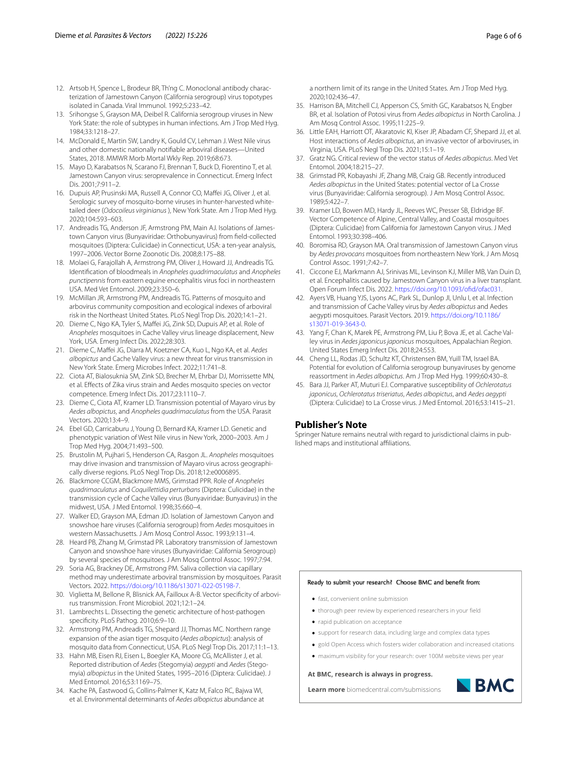12. Artsob H, Spence L, Brodeur BR, Th'ng C. Monoclonal antibody characterization of Jamestown Canyon (California serogroup) virus topotypes isolated in Canada. Viral Immunol. 1992;5:233–42.
13. Srihongse S, Grayson MA, Deibel R. California serogroup viruses in New York State: the role of subtypes in human infections. Am J Trop Med Hyg. 1984;33:1218–27.
14. McDonald E, Martin SW, Landry K, Gould CV, Lehman J. West Nile virus and other domestic nationally notifiable arboviral diseases—United States, 2018. MMWR Morb Mortal Wkly Rep. 2019;68:673.
15. Mayo D, Karabatsos N, Scarano FJ, Brennan T, Buck D, Fiorentino T, et al. Jamestown Canyon virus: seroprevalence in Connecticut. Emerg Infect Dis. 2001;7:911–2.
16. Dupuis AP, Prusinski MA, Russell A, Connor CO, Maffei JG, Oliver J, et al. Serologic survey of mosquito-borne viruses in hunter-harvested white-tailed deer (*Odocoileus virginianus*), New York State. Am J Trop Med Hyg. 2020;104:593–603.
17. Andreadis TG, Anderson JF, Armstrong PM, Main AJ. Isolations of Jamestown Canyon virus (Bunyaviridae: Orthobunyavirus) from field-collected mosquitoes (Diptera: Culicidae) in Connecticut, USA: a ten-year analysis, 1997–2006. Vector Borne Zoonotic Dis. 2008;8:175–88.
18. Molaei G, Farajollah A, Armstrong PM, Oliver J, Howard JJ, Andreadis TG. Identification of bloodmeals in *Anopheles quadrimaculatus* and *Anopheles punctipennis* from eastern equine encephalitis virus foci in northeastern USA. Med Vet Entomol. 2009;23:350–6.
19. McMillan JR, Armstrong PM, Andreadis TG. Patterns of mosquito and arbovirus community composition and ecological indexes of arboviral risk in the Northeast United States. PLoS Negl Trop Dis. 2020;14:1–21.
20. Dieme C, Ngo KA, Tyler S, Maffei JG, Zink SD, Dupuis AP, et al. Role of *Anopheles* mosquitoes in Cache Valley virus lineage displacement, New York, USA. Emerg Infect Dis. 2022;28:303.
21. Dieme C, Maffei JG, Diarra M, Koetzner CA, Kuo L, Ngo KA, et al. *Aedes albopictus* and Cache Valley virus: a new threat for virus transmission in New York State. Emerg Microbes Infect. 2022;11:741–8.
22. Ciota AT, Bialosuknia SM, Zink SD, Brecher M, Ehrbar DJ, Morrissette MN, et al. Effects of Zika virus strain and Aedes mosquito species on vector competence. Emerg Infect Dis. 2017;23:1110–7.
23. Dieme C, Ciota AT, Kramer LD. Transmission potential of Mayaro virus by *Aedes albopictus*, and *Anopheles quadrimaculatus* from the USA. Parasit Vectors. 2020;13:4–9.
24. Ebel GD, Carricaburu J, Young D, Bernard KA, Kramer LD. Genetic and phenotypic variation of West Nile virus in New York, 2000–2003. Am J Trop Med Hyg. 2004;71:493–500.
25. Brustolin M, Pujhari S, Henderson CA, Rasgon JL. *Anopheles* mosquitoes may drive invasion and transmission of Mayaro virus across geographically diverse regions. PLoS Negl Trop Dis. 2018;12:e0006895.
26. Blackmore CCGM, Blackmore MMS, Grimstad PPR. Role of *Anopheles quadrimaculatus* and *Coquillettidia perturbans* (Diptera: Culicidae) in the transmission cycle of Cache Valley virus (Bunyaviridae: Bunyavirus) in the midwest, USA. J Med Entomol. 1998;35:660–4.
27. Walker ED, Grayson MA, Edman JD. Isolation of Jamestown Canyon and snowshoe hare viruses (California serogroup) from *Aedes* mosquitoes in western Massachusetts. J Am Mosq Control Assoc. 1993;9:131–4.
28. Heard PB, Zhang M, Grimstad PR. Laboratory transmission of Jamestown Canyon and snowshoe hare viruses (Bunyaviridae: California Serogroup) by several species of mosquitoes. J Am Mosq Control Assoc. 1997;7:94.
29. Soria AG, Brackney DE, Armstrong PM. Saliva collection via capillary method may underestimate arboviral transmission by mosquitoes. Parasit Vectors. 2022. https://doi.org/10.1186/s13071-022-05198-7.
30. Viglietta M, Bellone R, Blisnick AA, Failloux A-B. Vector specificity of arbovirus transmission. Front Microbiol. 2021;12:1–24.
31. Lambrechts L. Dissecting the genetic architecture of host-pathogen specificity. PLoS Pathog. 2010;6:9–10.
32. Armstrong PM, Andreadis TG, Shepard JJ, Thomas MC. Northern range expansion of the asian tiger mosquito (*Aedes albopictus*): analysis of mosquito data from Connecticut, USA. PLoS Negl Trop Dis. 2017;11:1–13.
33. Hahn MB, Eisen RJ, Eisen L, Boegler KA, Moore CG, McAllister J, et al. Reported distribution of *Aedes* (Stegomyia) *aegypti* and *Aedes* (Stegomyia) *albopictus* in the United States, 1995–2016 (Diptera: Culicidae). J Med Entomol. 2016;53:1169–75.
34. Kache PA, Eastwood G, Collins-Palmer K, Katz M, Falco RC, Bajwa WI, et al. Environmental determinants of *Aedes albopictus* abundance at a northern limit of its range in the United States. Am J Trop Med Hyg. 2020;102:436–47.
35. Harrison BA, Mitchell CJ, Apperson CS, Smith GC, Karabatsos N, Engber BR, et al. Isolation of Potosi virus from *Aedes albopictus* in North Carolina. J Am Mosq Control Assoc. 1995;11:225–9.
36. Little EAH, Harriott OT, Akaratovic KI, Kiser JP, Abadam CF, Shepard JJ, et al. Host interactions of *Aedes albopictus*, an invasive vector of arboviruses, in Virginia, USA. PLoS Negl Trop Dis. 2021;15:1–19.
37. Gratz NG. Critical review of the vector status of *Aedes albopictus*. Med Vet Entomol. 2004;18:215–27.
38. Grimstad PR, Kobayashi JF, Zhang MB, Craig GB. Recently introduced *Aedes albopictus* in the United States: potential vector of La Crosse virus (Bunyaviridae: California serogroup). J Am Mosq Control Assoc. 1989;5:422–7.
39. Kramer LD, Bowen MD, Hardy JL, Reeves WC, Presser SB, Eldridge BF. Vector Competence of Alpine, Central Valley, and Coastal mosquitoes (Diptera: Culicidae) from California for Jamestown Canyon virus. J Med Entomol. 1993;30:398–406.
40. Boromisa RD, Grayson MA. Oral transmission of Jamestown Canyon virus by *Aedes provocans* mosquitoes from northeastern New York. J Am Mosq Control Assoc. 1991;7:42–7.
41. Ciccone EJ, Markmann AJ, Srinivas ML, Levinson KJ, Miller MB, Van Duin D, et al. Encephalitis caused by Jamestown Canyon virus in a liver transplant. Open Forum Infect Dis. 2022. https://doi.org/10.1093/ofid/ofac031.
42. Ayers VB, Huang YJS, Lyons AC, Park SL, Dunlop JI, Unlu I, et al. Infection and transmission of Cache Valley virus by *Aedes albopictus* and Aedes aegypti mosquitoes. Parasit Vectors. 2019. https://doi.org/10.1186/s13071-019-3643-0.
43. Yang F, Chan K, Marek PE, Armstrong PM, Liu P, Bova JE, et al. Cache Valley virus in *Aedes japonicus japonicus* mosquitoes, Appalachian Region. United States Emerg Infect Dis. 2018;24:553.
44. Cheng LL, Rodas JD, Schultz KT, Christensen BM, Yuill TM, Israel BA. Potential for evolution of California serogroup bunyaviruses by genome reassortment in *Aedes albopictus*. Am J Trop Med Hyg. 1999;60:430–8.
45. Bara JJ, Parker AT, Muturi EJ. Comparative susceptibility of *Ochlerotatus japonicus*, *Ochlerotatus triseriatus*, *Aedes albopictus*, and *Aedes aegypti* (Diptera: Culicidae) to La Crosse virus. J Med Entomol. 2016;53:1415–21.

## Publisher's Note

Springer Nature remains neutral with regard to jurisdictional claims in published maps and institutional affiliations.

Ready to submit your research? Choose BMC and benefit from:

- fast, convenient online submission
- thorough peer review by experienced researchers in your field
- rapid publication on acceptance
- support for research data, including large and complex data types
- gold Open Access which fosters wider collaboration and increased citations
- maximum visibility for your research: over 100M website views per year

**At BMC, research is always in progress.**

**Learn more** biomedcentral.com/submissions

BMC